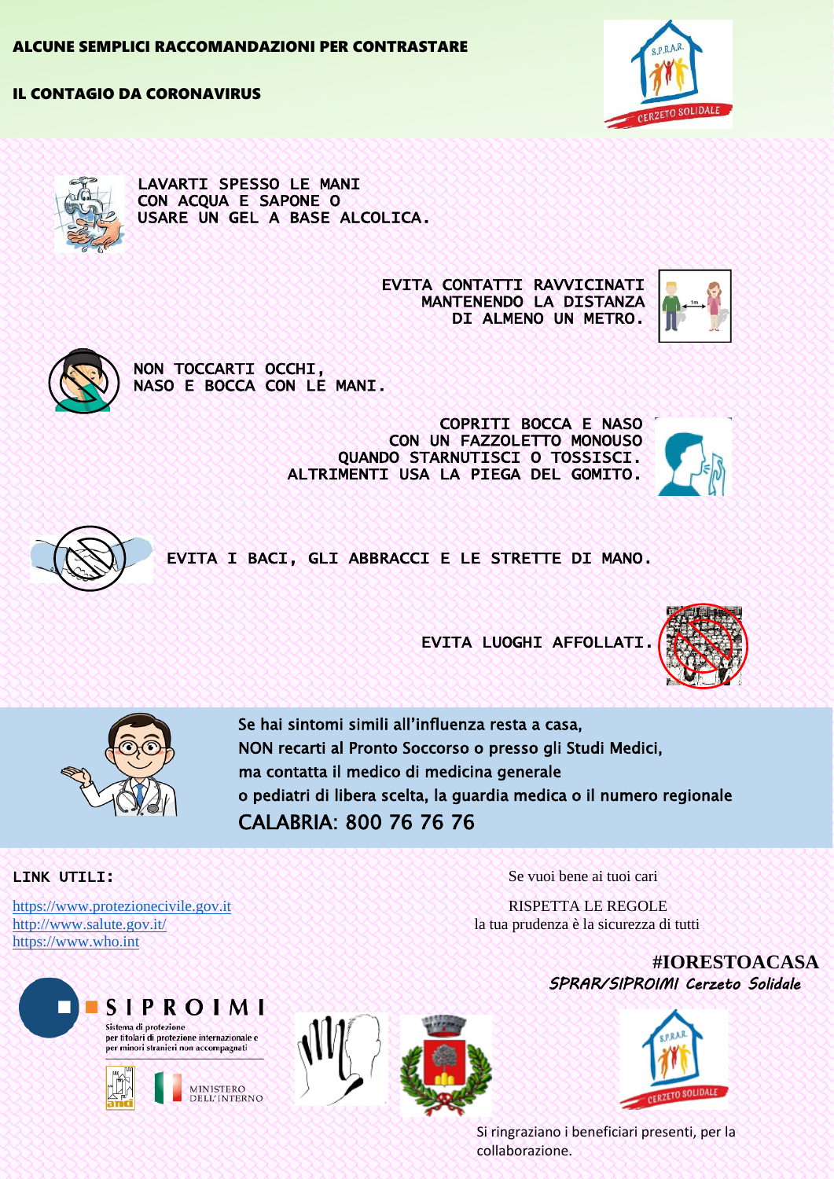## ALCUNE SEMPLICI RACCOMANDAZIONI PER CONTRASTARE

## IL CONTAGIO DA CORONAVIRUS

LAVARTI SPESSO LE MANI
CON ACQUA E SAPONE O
USARE UN GEL A BASE ALCOLICA.

EVITA CONTATTI RAVVICINATI
MANTENENDO LA DISTANZA
DI ALMENO UN METRO.

NON TOCCARTI OCCHI,
NASO E BOCCA CON LE MANI.

COPRITI BOCCA E NASO
CON UN FAZZOLETTO MONOUSO
QUANDO STARNUTISCI O TOSSISCI.
ALTRIMENTI USA LA PIEGA DEL GOMITO.

EVITA I BACI, GLI ABBRACCI E LE STRETTE DI MANO.

EVITA LUOGHI AFFOLLATI.

Se hai sintomi simili all'influenza resta a casa,
NON recarti al Pronto Soccorso o presso gli Studi Medici,
ma contatta il medico di medicina generale
o pediatri di libera scelta, la guardia medica o il numero regionale
CALABRIA: 800 76 76 76

**LINK UTILI:**

https://www.protezionecivile.gov.it
http://www.salute.gov.it/
https://www.who.int

Se vuoi bene ai tuoi cari

RISPETTA LE REGOLE
la tua prudenza è la sicurezza di tutti

**#IORESTOACASA**

*SPRAR/SIPROIMI Cerzeto Solidale*

SIPROIMI
Sistema di protezione per titolari di protezione internazionale e per minori stranieri non accompagnati

MINISTERO DELL'INTERNO

S.P.R.A.R. CERZETO SOLIDALE

Si ringraziano i beneficiari presenti, per la collaborazione.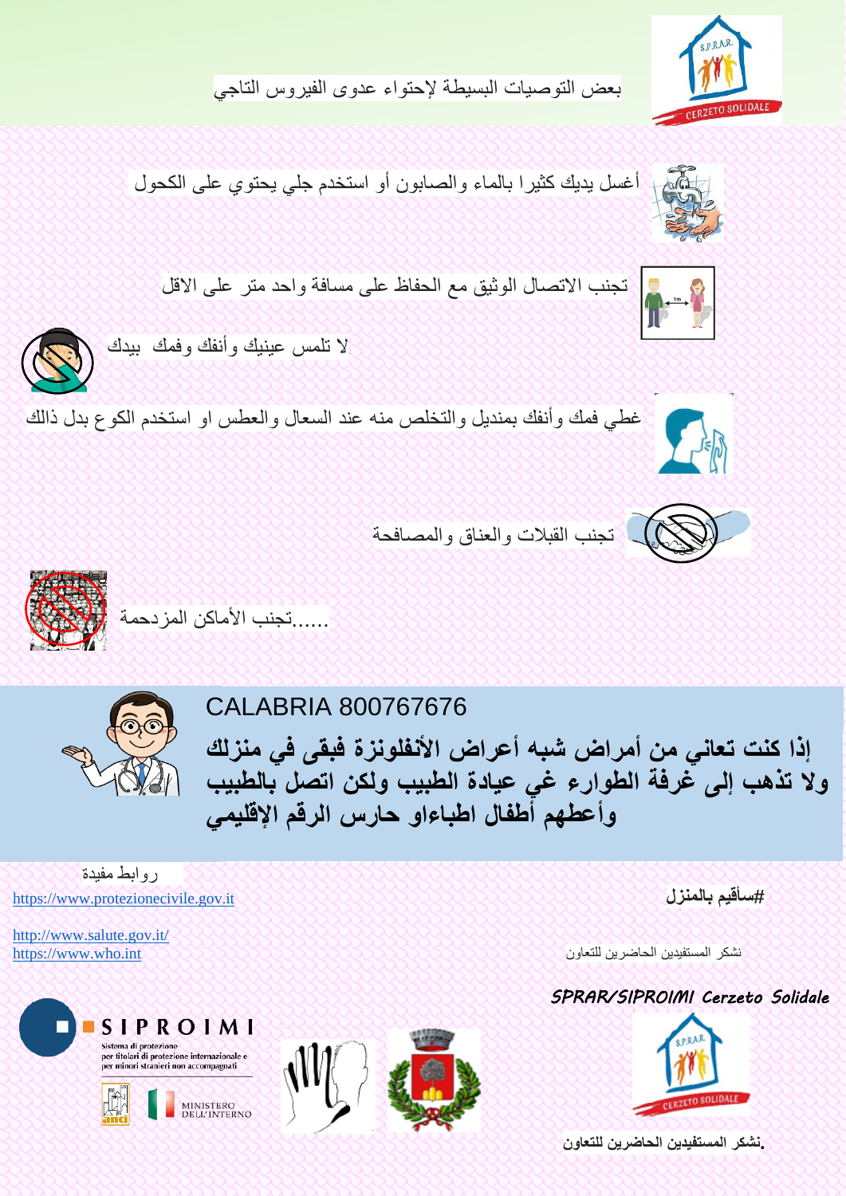## بعض التوصيات البسيطة لإحتواء عدوى الفيروس التاجي

- أغسل يديك كثيرا بالماء والصابون أو استخدم جلي يحتوي على الكحول
- تجنب الاتصال الوثيق مع الحفاظ على مسافة واحد متر على الاقل
- لا تلمس عينيك وأنفك وفمك بيدك
- غطي فمك وأنفك بمنديل والتخلص منه عند السعال والعطس او استخدم الكوع بدل ذالك
- تجنب القبلات والعناق والمصافحة
- تجنب الأماكن المزدحمة......

CALABRIA 800767676

**إذا كنت تعاني من أمراض شبه أعراض الأنفلونزة فبقى في منزلك ولا تذهب إلى غرفة الطوارء غي عيادة الطبيب ولكن اتصل بالطبيب وأعطهم أطفال اطباءاو حارس الرقم الإقليمي**

روابط مفيدة

https://www.protezionecivile.gov.it

http://www.salute.gov.it/
https://www.who.int

**#سأقيم بالمنزل**

نشكر المستفيدين الحاضرين للتعاون

***SPRAR/SIPROIMI Cerzeto Solidale***

SIPROIMI
Sistema di protezione per titolari di protezione internazionale e per minori stranieri non accompagnati

MINISTERO DELL'INTERNO

**.نشكر المستفيدين الحاضرين للتعاون**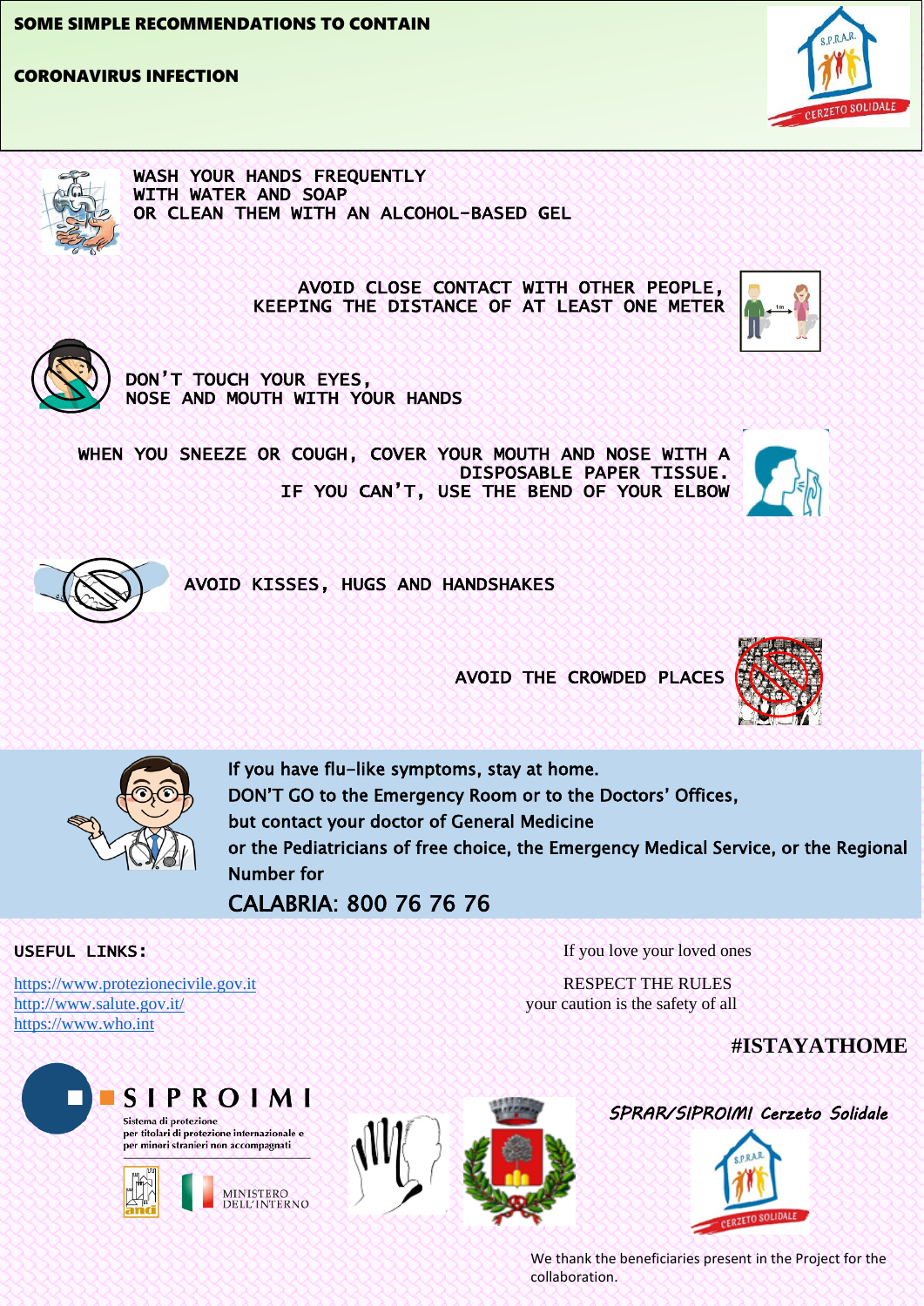# SOME SIMPLE RECOMMENDATIONS TO CONTAIN

# CORONAVIRUS INFECTION

WASH YOUR HANDS FREQUENTLY
WITH WATER AND SOAP
OR CLEAN THEM WITH AN ALCOHOL-BASED GEL

AVOID CLOSE CONTACT WITH OTHER PEOPLE,
KEEPING THE DISTANCE OF AT LEAST ONE METER

DON'T TOUCH YOUR EYES,
NOSE AND MOUTH WITH YOUR HANDS

WHEN YOU SNEEZE OR COUGH, COVER YOUR MOUTH AND NOSE WITH A DISPOSABLE PAPER TISSUE.
IF YOU CAN'T, USE THE BEND OF YOUR ELBOW

AVOID KISSES, HUGS AND HANDSHAKES

AVOID THE CROWDED PLACES

If you have flu-like symptoms, stay at home.
DON'T GO to the Emergency Room or to the Doctors' Offices,
but contact your doctor of General Medicine
or the Pediatricians of free choice, the Emergency Medical Service, or the Regional Number for

**CALABRIA: 800 76 76 76**

**USEFUL LINKS:**

https://www.protezionecivile.gov.it
http://www.salute.gov.it/
https://www.who.int

If you love your loved ones

RESPECT THE RULES
your caution is the safety of all

**#ISTAYATHOME**

SIPROIMI
Sistema di protezione per titolari di protezione internazionale e per minori stranieri non accompagnati

MINISTERO DELL'INTERNO

*SPRAR/SIPROIMI Cerzeto Solidale*

We thank the beneficiaries present in the Project for the collaboration.